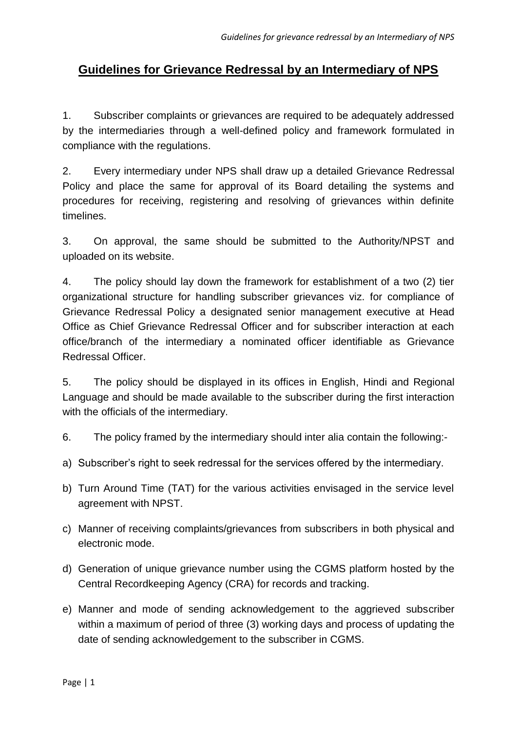# Guidelines for Grievance Redressal by an Intermediary of NPS

1. Subscriber complaints or grievances are required to be adequately addressed by the intermediaries through a well-defined policy and framework formulated in compliance with the regulations.

2. Every intermediary under NPS shall draw up a detailed Grievance Redressal Policy and place the same for approval of its Board detailing the systems and procedures for receiving, registering and resolving of grievances within definite timelines.

3. On approval, the same should be submitted to the Authority/NPST and uploaded on its website.

4. The policy should lay down the framework for establishment of a two (2) tier organizational structure for handling subscriber grievances viz. for compliance of Grievance Redressal Policy a designated senior management executive at Head Office as Chief Grievance Redressal Officer and for subscriber interaction at each office/branch of the intermediary a nominated officer identifiable as Grievance Redressal Officer.

5. The policy should be displayed in its offices in English, Hindi and Regional Language and should be made available to the subscriber during the first interaction with the officials of the intermediary.

6. The policy framed by the intermediary should inter alia contain the following:-

a) Subscriber's right to seek redressal for the services offered by the intermediary.

b) Turn Around Time (TAT) for the various activities envisaged in the service level agreement with NPST.

c) Manner of receiving complaints/grievances from subscribers in both physical and electronic mode.

d) Generation of unique grievance number using the CGMS platform hosted by the Central Recordkeeping Agency (CRA) for records and tracking.

e) Manner and mode of sending acknowledgement to the aggrieved subscriber within a maximum of period of three (3) working days and process of updating the date of sending acknowledgement to the subscriber in CGMS.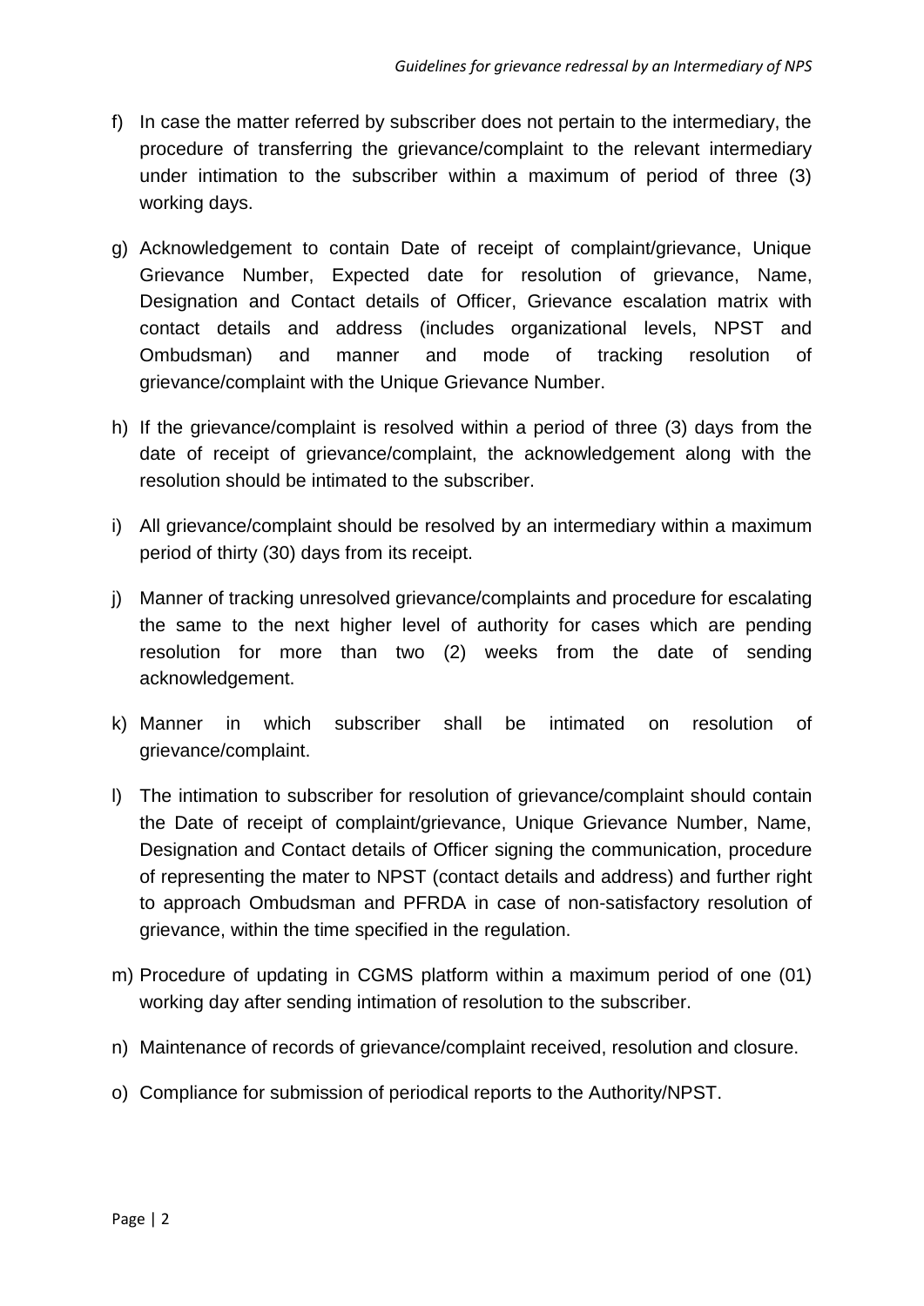f) In case the matter referred by subscriber does not pertain to the intermediary, the procedure of transferring the grievance/complaint to the relevant intermediary under intimation to the subscriber within a maximum of period of three (3) working days.

g) Acknowledgement to contain Date of receipt of complaint/grievance, Unique Grievance Number, Expected date for resolution of grievance, Name, Designation and Contact details of Officer, Grievance escalation matrix with contact details and address (includes organizational levels, NPST and Ombudsman) and manner and mode of tracking resolution of grievance/complaint with the Unique Grievance Number.

h) If the grievance/complaint is resolved within a period of three (3) days from the date of receipt of grievance/complaint, the acknowledgement along with the resolution should be intimated to the subscriber.

i) All grievance/complaint should be resolved by an intermediary within a maximum period of thirty (30) days from its receipt.

j) Manner of tracking unresolved grievance/complaints and procedure for escalating the same to the next higher level of authority for cases which are pending resolution for more than two (2) weeks from the date of sending acknowledgement.

k) Manner in which subscriber shall be intimated on resolution of grievance/complaint.

l) The intimation to subscriber for resolution of grievance/complaint should contain the Date of receipt of complaint/grievance, Unique Grievance Number, Name, Designation and Contact details of Officer signing the communication, procedure of representing the mater to NPST (contact details and address) and further right to approach Ombudsman and PFRDA in case of non-satisfactory resolution of grievance, within the time specified in the regulation.

m) Procedure of updating in CGMS platform within a maximum period of one (01) working day after sending intimation of resolution to the subscriber.

n) Maintenance of records of grievance/complaint received, resolution and closure.

o) Compliance for submission of periodical reports to the Authority/NPST.